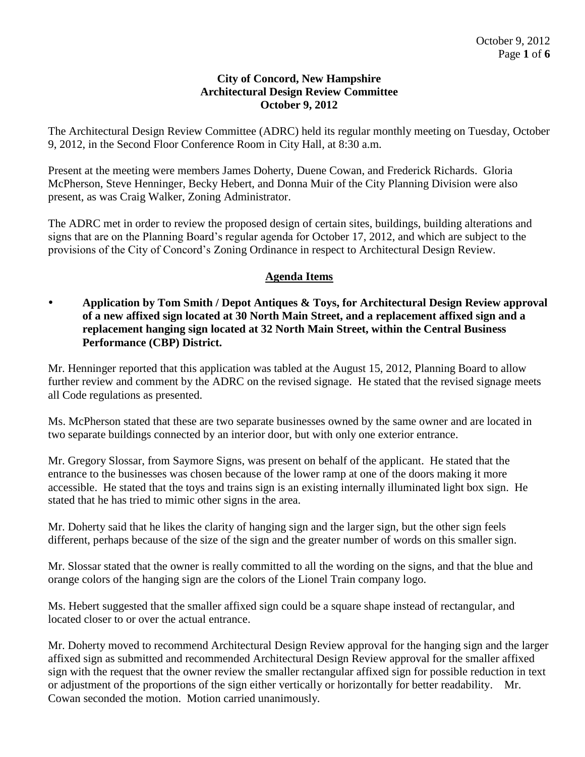**City of Concord, New Hampshire**
**Architectural Design Review Committee**
**October 9, 2012**

The Architectural Design Review Committee (ADRC) held its regular monthly meeting on Tuesday, October 9, 2012, in the Second Floor Conference Room in City Hall, at 8:30 a.m.

Present at the meeting were members James Doherty, Duene Cowan, and Frederick Richards. Gloria McPherson, Steve Henninger, Becky Hebert, and Donna Muir of the City Planning Division were also present, as was Craig Walker, Zoning Administrator.

The ADRC met in order to review the proposed design of certain sites, buildings, building alterations and signs that are on the Planning Board's regular agenda for October 17, 2012, and which are subject to the provisions of the City of Concord's Zoning Ordinance in respect to Architectural Design Review.

## Agenda Items

- **Application by Tom Smith / Depot Antiques & Toys, for Architectural Design Review approval of a new affixed sign located at 30 North Main Street, and a replacement affixed sign and a replacement hanging sign located at 32 North Main Street, within the Central Business Performance (CBP) District.**

Mr. Henninger reported that this application was tabled at the August 15, 2012, Planning Board to allow further review and comment by the ADRC on the revised signage. He stated that the revised signage meets all Code regulations as presented.

Ms. McPherson stated that these are two separate businesses owned by the same owner and are located in two separate buildings connected by an interior door, but with only one exterior entrance.

Mr. Gregory Slossar, from Saymore Signs, was present on behalf of the applicant. He stated that the entrance to the businesses was chosen because of the lower ramp at one of the doors making it more accessible. He stated that the toys and trains sign is an existing internally illuminated light box sign. He stated that he has tried to mimic other signs in the area.

Mr. Doherty said that he likes the clarity of hanging sign and the larger sign, but the other sign feels different, perhaps because of the size of the sign and the greater number of words on this smaller sign.

Mr. Slossar stated that the owner is really committed to all the wording on the signs, and that the blue and orange colors of the hanging sign are the colors of the Lionel Train company logo.

Ms. Hebert suggested that the smaller affixed sign could be a square shape instead of rectangular, and located closer to or over the actual entrance.

Mr. Doherty moved to recommend Architectural Design Review approval for the hanging sign and the larger affixed sign as submitted and recommended Architectural Design Review approval for the smaller affixed sign with the request that the owner review the smaller rectangular affixed sign for possible reduction in text or adjustment of the proportions of the sign either vertically or horizontally for better readability. Mr. Cowan seconded the motion. Motion carried unanimously.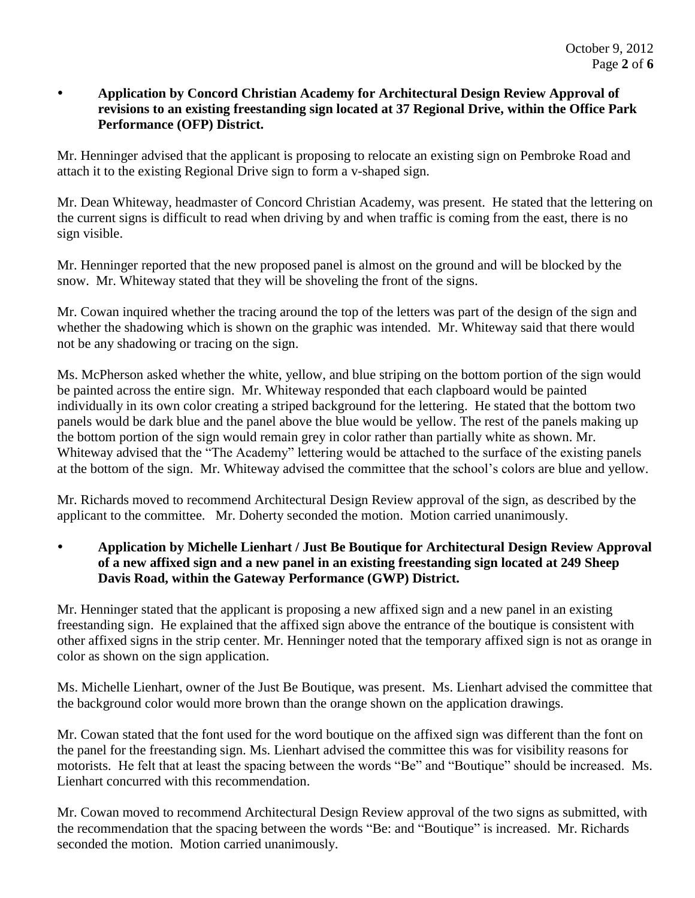- **Application by Concord Christian Academy for Architectural Design Review Approval of revisions to an existing freestanding sign located at 37 Regional Drive, within the Office Park Performance (OFP) District.**

Mr. Henninger advised that the applicant is proposing to relocate an existing sign on Pembroke Road and attach it to the existing Regional Drive sign to form a v-shaped sign.

Mr. Dean Whiteway, headmaster of Concord Christian Academy, was present. He stated that the lettering on the current signs is difficult to read when driving by and when traffic is coming from the east, there is no sign visible.

Mr. Henninger reported that the new proposed panel is almost on the ground and will be blocked by the snow. Mr. Whiteway stated that they will be shoveling the front of the signs.

Mr. Cowan inquired whether the tracing around the top of the letters was part of the design of the sign and whether the shadowing which is shown on the graphic was intended. Mr. Whiteway said that there would not be any shadowing or tracing on the sign.

Ms. McPherson asked whether the white, yellow, and blue striping on the bottom portion of the sign would be painted across the entire sign. Mr. Whiteway responded that each clapboard would be painted individually in its own color creating a striped background for the lettering. He stated that the bottom two panels would be dark blue and the panel above the blue would be yellow. The rest of the panels making up the bottom portion of the sign would remain grey in color rather than partially white as shown. Mr. Whiteway advised that the "The Academy" lettering would be attached to the surface of the existing panels at the bottom of the sign. Mr. Whiteway advised the committee that the school's colors are blue and yellow.

Mr. Richards moved to recommend Architectural Design Review approval of the sign, as described by the applicant to the committee. Mr. Doherty seconded the motion. Motion carried unanimously.

- **Application by Michelle Lienhart / Just Be Boutique for Architectural Design Review Approval of a new affixed sign and a new panel in an existing freestanding sign located at 249 Sheep Davis Road, within the Gateway Performance (GWP) District.**

Mr. Henninger stated that the applicant is proposing a new affixed sign and a new panel in an existing freestanding sign. He explained that the affixed sign above the entrance of the boutique is consistent with other affixed signs in the strip center. Mr. Henninger noted that the temporary affixed sign is not as orange in color as shown on the sign application.

Ms. Michelle Lienhart, owner of the Just Be Boutique, was present. Ms. Lienhart advised the committee that the background color would more brown than the orange shown on the application drawings.

Mr. Cowan stated that the font used for the word boutique on the affixed sign was different than the font on the panel for the freestanding sign. Ms. Lienhart advised the committee this was for visibility reasons for motorists. He felt that at least the spacing between the words "Be" and "Boutique" should be increased. Ms. Lienhart concurred with this recommendation.

Mr. Cowan moved to recommend Architectural Design Review approval of the two signs as submitted, with the recommendation that the spacing between the words "Be: and "Boutique" is increased. Mr. Richards seconded the motion. Motion carried unanimously.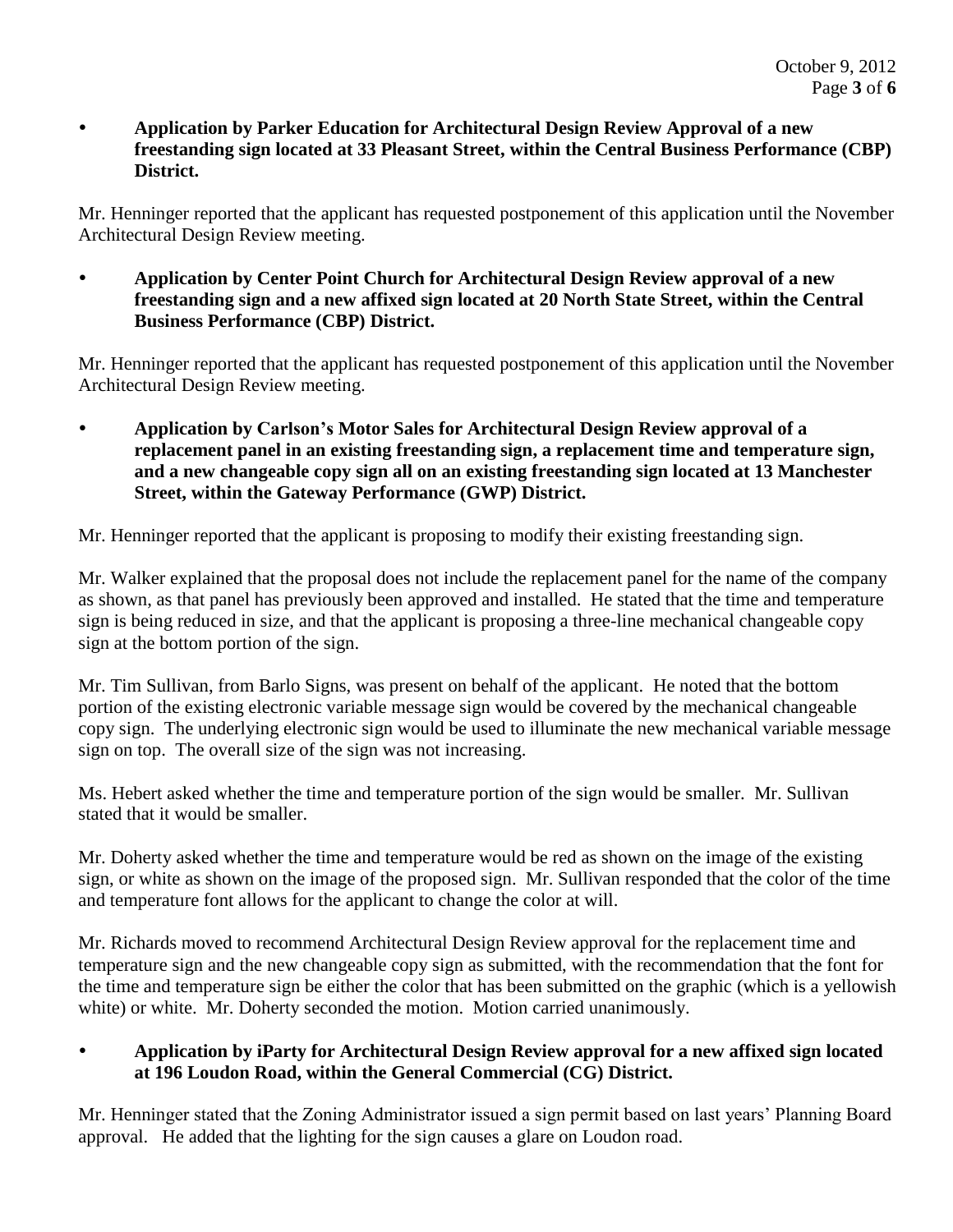- **Application by Parker Education for Architectural Design Review Approval of a new freestanding sign located at 33 Pleasant Street, within the Central Business Performance (CBP) District.**

Mr. Henninger reported that the applicant has requested postponement of this application until the November Architectural Design Review meeting.

- **Application by Center Point Church for Architectural Design Review approval of a new freestanding sign and a new affixed sign located at 20 North State Street, within the Central Business Performance (CBP) District.**

Mr. Henninger reported that the applicant has requested postponement of this application until the November Architectural Design Review meeting.

- **Application by Carlson's Motor Sales for Architectural Design Review approval of a replacement panel in an existing freestanding sign, a replacement time and temperature sign, and a new changeable copy sign all on an existing freestanding sign located at 13 Manchester Street, within the Gateway Performance (GWP) District.**

Mr. Henninger reported that the applicant is proposing to modify their existing freestanding sign.

Mr. Walker explained that the proposal does not include the replacement panel for the name of the company as shown, as that panel has previously been approved and installed. He stated that the time and temperature sign is being reduced in size, and that the applicant is proposing a three-line mechanical changeable copy sign at the bottom portion of the sign.

Mr. Tim Sullivan, from Barlo Signs, was present on behalf of the applicant. He noted that the bottom portion of the existing electronic variable message sign would be covered by the mechanical changeable copy sign. The underlying electronic sign would be used to illuminate the new mechanical variable message sign on top. The overall size of the sign was not increasing.

Ms. Hebert asked whether the time and temperature portion of the sign would be smaller. Mr. Sullivan stated that it would be smaller.

Mr. Doherty asked whether the time and temperature would be red as shown on the image of the existing sign, or white as shown on the image of the proposed sign. Mr. Sullivan responded that the color of the time and temperature font allows for the applicant to change the color at will.

Mr. Richards moved to recommend Architectural Design Review approval for the replacement time and temperature sign and the new changeable copy sign as submitted, with the recommendation that the font for the time and temperature sign be either the color that has been submitted on the graphic (which is a yellowish white) or white. Mr. Doherty seconded the motion. Motion carried unanimously.

- **Application by iParty for Architectural Design Review approval for a new affixed sign located at 196 Loudon Road, within the General Commercial (CG) District.**

Mr. Henninger stated that the Zoning Administrator issued a sign permit based on last years' Planning Board approval. He added that the lighting for the sign causes a glare on Loudon road.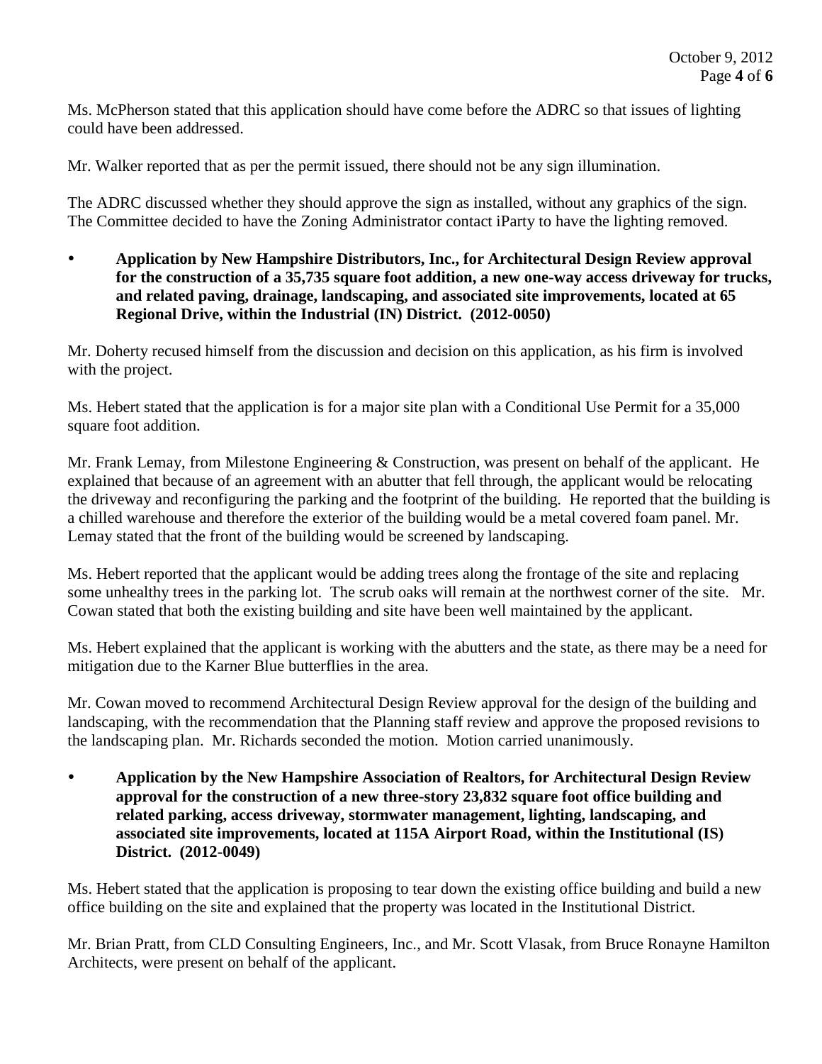Ms. McPherson stated that this application should have come before the ADRC so that issues of lighting could have been addressed.

Mr. Walker reported that as per the permit issued, there should not be any sign illumination.

The ADRC discussed whether they should approve the sign as installed, without any graphics of the sign. The Committee decided to have the Zoning Administrator contact iParty to have the lighting removed.

- **Application by New Hampshire Distributors, Inc., for Architectural Design Review approval for the construction of a 35,735 square foot addition, a new one-way access driveway for trucks, and related paving, drainage, landscaping, and associated site improvements, located at 65 Regional Drive, within the Industrial (IN) District. (2012-0050)**

Mr. Doherty recused himself from the discussion and decision on this application, as his firm is involved with the project.

Ms. Hebert stated that the application is for a major site plan with a Conditional Use Permit for a 35,000 square foot addition.

Mr. Frank Lemay, from Milestone Engineering & Construction, was present on behalf of the applicant. He explained that because of an agreement with an abutter that fell through, the applicant would be relocating the driveway and reconfiguring the parking and the footprint of the building. He reported that the building is a chilled warehouse and therefore the exterior of the building would be a metal covered foam panel. Mr. Lemay stated that the front of the building would be screened by landscaping.

Ms. Hebert reported that the applicant would be adding trees along the frontage of the site and replacing some unhealthy trees in the parking lot. The scrub oaks will remain at the northwest corner of the site. Mr. Cowan stated that both the existing building and site have been well maintained by the applicant.

Ms. Hebert explained that the applicant is working with the abutters and the state, as there may be a need for mitigation due to the Karner Blue butterflies in the area.

Mr. Cowan moved to recommend Architectural Design Review approval for the design of the building and landscaping, with the recommendation that the Planning staff review and approve the proposed revisions to the landscaping plan. Mr. Richards seconded the motion. Motion carried unanimously.

- **Application by the New Hampshire Association of Realtors, for Architectural Design Review approval for the construction of a new three-story 23,832 square foot office building and related parking, access driveway, stormwater management, lighting, landscaping, and associated site improvements, located at 115A Airport Road, within the Institutional (IS) District. (2012-0049)**

Ms. Hebert stated that the application is proposing to tear down the existing office building and build a new office building on the site and explained that the property was located in the Institutional District.

Mr. Brian Pratt, from CLD Consulting Engineers, Inc., and Mr. Scott Vlasak, from Bruce Ronayne Hamilton Architects, were present on behalf of the applicant.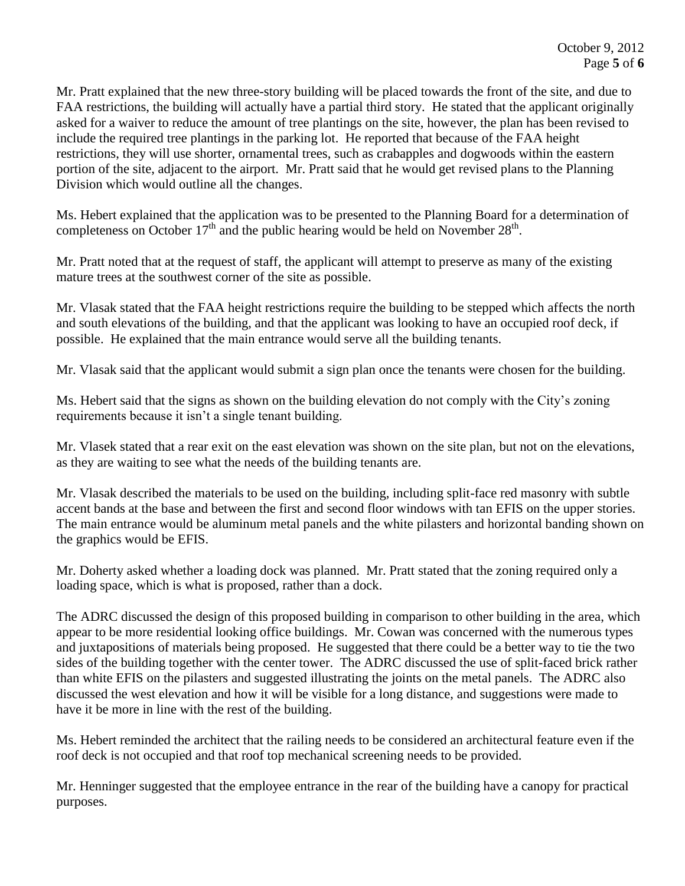Mr. Pratt explained that the new three-story building will be placed towards the front of the site, and due to FAA restrictions, the building will actually have a partial third story. He stated that the applicant originally asked for a waiver to reduce the amount of tree plantings on the site, however, the plan has been revised to include the required tree plantings in the parking lot. He reported that because of the FAA height restrictions, they will use shorter, ornamental trees, such as crabapples and dogwoods within the eastern portion of the site, adjacent to the airport. Mr. Pratt said that he would get revised plans to the Planning Division which would outline all the changes.

Ms. Hebert explained that the application was to be presented to the Planning Board for a determination of completeness on October 17th and the public hearing would be held on November 28th.

Mr. Pratt noted that at the request of staff, the applicant will attempt to preserve as many of the existing mature trees at the southwest corner of the site as possible.

Mr. Vlasak stated that the FAA height restrictions require the building to be stepped which affects the north and south elevations of the building, and that the applicant was looking to have an occupied roof deck, if possible. He explained that the main entrance would serve all the building tenants.

Mr. Vlasak said that the applicant would submit a sign plan once the tenants were chosen for the building.

Ms. Hebert said that the signs as shown on the building elevation do not comply with the City's zoning requirements because it isn't a single tenant building.

Mr. Vlasek stated that a rear exit on the east elevation was shown on the site plan, but not on the elevations, as they are waiting to see what the needs of the building tenants are.

Mr. Vlasak described the materials to be used on the building, including split-face red masonry with subtle accent bands at the base and between the first and second floor windows with tan EFIS on the upper stories. The main entrance would be aluminum metal panels and the white pilasters and horizontal banding shown on the graphics would be EFIS.

Mr. Doherty asked whether a loading dock was planned. Mr. Pratt stated that the zoning required only a loading space, which is what is proposed, rather than a dock.

The ADRC discussed the design of this proposed building in comparison to other building in the area, which appear to be more residential looking office buildings. Mr. Cowan was concerned with the numerous types and juxtapositions of materials being proposed. He suggested that there could be a better way to tie the two sides of the building together with the center tower. The ADRC discussed the use of split-faced brick rather than white EFIS on the pilasters and suggested illustrating the joints on the metal panels. The ADRC also discussed the west elevation and how it will be visible for a long distance, and suggestions were made to have it be more in line with the rest of the building.

Ms. Hebert reminded the architect that the railing needs to be considered an architectural feature even if the roof deck is not occupied and that roof top mechanical screening needs to be provided.

Mr. Henninger suggested that the employee entrance in the rear of the building have a canopy for practical purposes.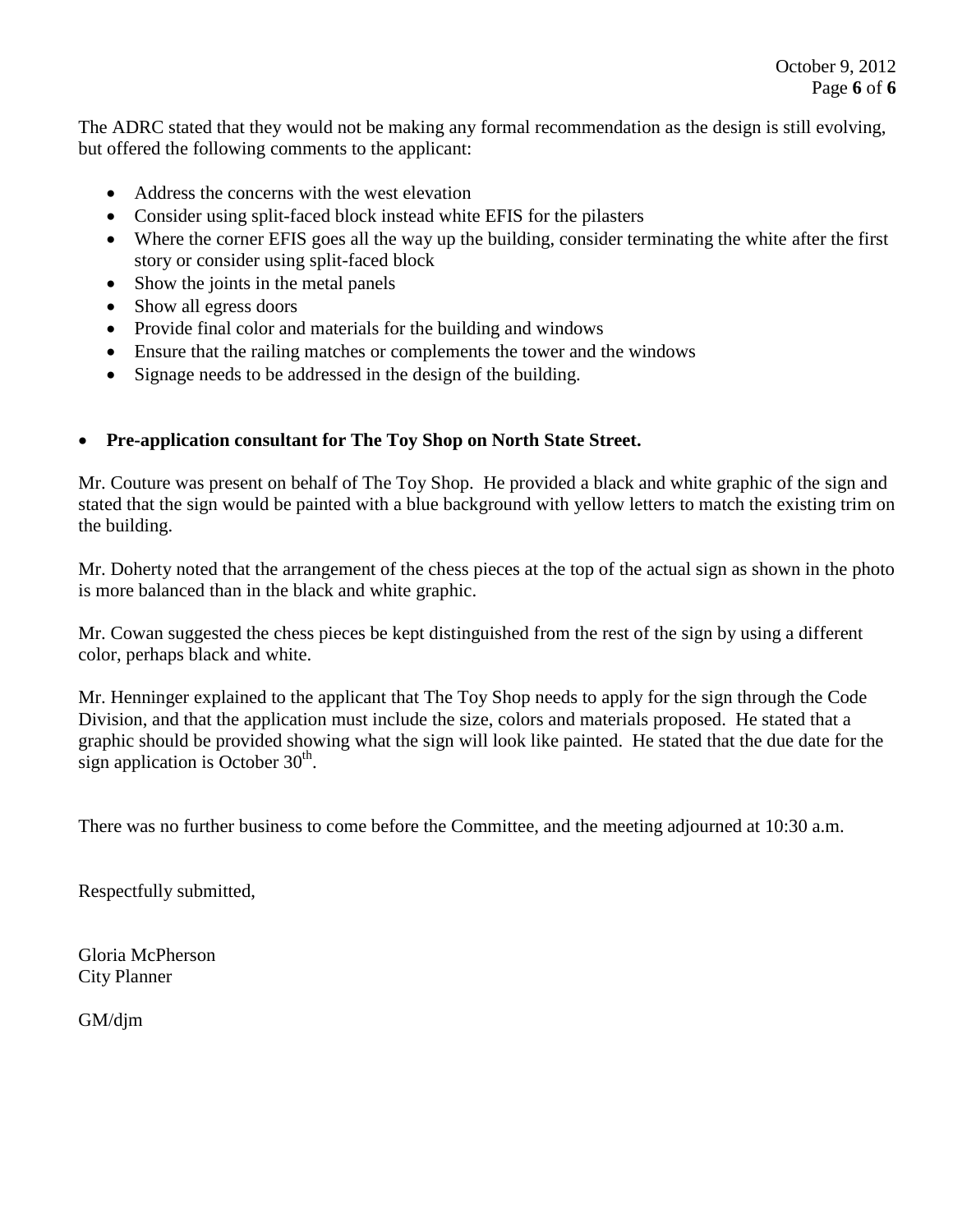The ADRC stated that they would not be making any formal recommendation as the design is still evolving, but offered the following comments to the applicant:

- Address the concerns with the west elevation
- Consider using split-faced block instead white EFIS for the pilasters
- Where the corner EFIS goes all the way up the building, consider terminating the white after the first story or consider using split-faced block
- Show the joints in the metal panels
- Show all egress doors
- Provide final color and materials for the building and windows
- Ensure that the railing matches or complements the tower and the windows
- Signage needs to be addressed in the design of the building.

- **Pre-application consultant for The Toy Shop on North State Street.**

Mr. Couture was present on behalf of The Toy Shop. He provided a black and white graphic of the sign and stated that the sign would be painted with a blue background with yellow letters to match the existing trim on the building.

Mr. Doherty noted that the arrangement of the chess pieces at the top of the actual sign as shown in the photo is more balanced than in the black and white graphic.

Mr. Cowan suggested the chess pieces be kept distinguished from the rest of the sign by using a different color, perhaps black and white.

Mr. Henninger explained to the applicant that The Toy Shop needs to apply for the sign through the Code Division, and that the application must include the size, colors and materials proposed. He stated that a graphic should be provided showing what the sign will look like painted. He stated that the due date for the sign application is October 30th.

There was no further business to come before the Committee, and the meeting adjourned at 10:30 a.m.

Respectfully submitted,

Gloria McPherson
City Planner

GM/djm